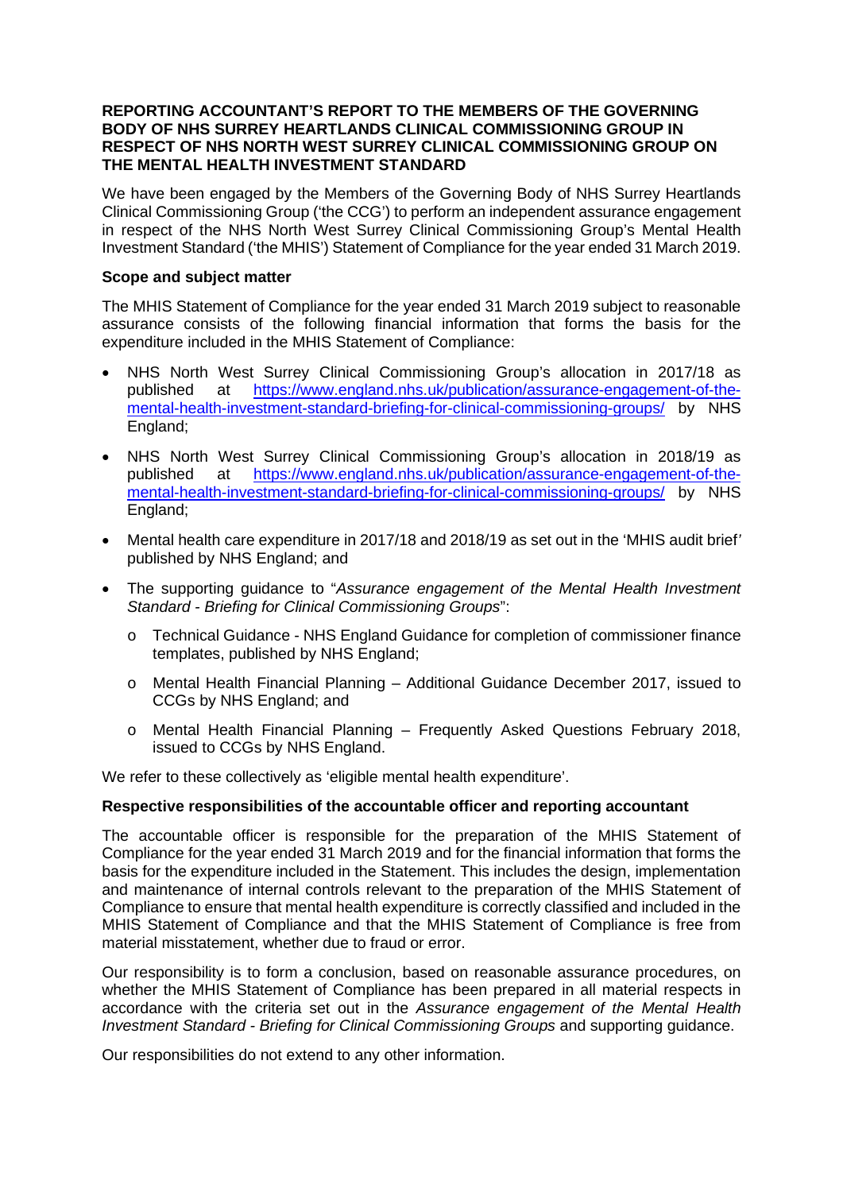**REPORTING ACCOUNTANT'S REPORT TO THE MEMBERS OF THE GOVERNING BODY OF NHS SURREY HEARTLANDS CLINICAL COMMISSIONING GROUP IN RESPECT OF NHS NORTH WEST SURREY CLINICAL COMMISSIONING GROUP ON THE MENTAL HEALTH INVESTMENT STANDARD**

We have been engaged by the Members of the Governing Body of NHS Surrey Heartlands Clinical Commissioning Group ('the CCG') to perform an independent assurance engagement in respect of the NHS North West Surrey Clinical Commissioning Group's Mental Health Investment Standard ('the MHIS') Statement of Compliance for the year ended 31 March 2019.

**Scope and subject matter**

The MHIS Statement of Compliance for the year ended 31 March 2019 subject to reasonable assurance consists of the following financial information that forms the basis for the expenditure included in the MHIS Statement of Compliance:

- NHS North West Surrey Clinical Commissioning Group's allocation in 2017/18 as published at https://www.england.nhs.uk/publication/assurance-engagement-of-the-mental-health-investment-standard-briefing-for-clinical-commissioning-groups/ by NHS England;
- NHS North West Surrey Clinical Commissioning Group's allocation in 2018/19 as published at https://www.england.nhs.uk/publication/assurance-engagement-of-the-mental-health-investment-standard-briefing-for-clinical-commissioning-groups/ by NHS England;
- Mental health care expenditure in 2017/18 and 2018/19 as set out in the 'MHIS audit brief' published by NHS England; and
- The supporting guidance to "*Assurance engagement of the Mental Health Investment Standard - Briefing for Clinical Commissioning Groups*":
  - Technical Guidance - NHS England Guidance for completion of commissioner finance templates, published by NHS England;
  - Mental Health Financial Planning – Additional Guidance December 2017, issued to CCGs by NHS England; and
  - Mental Health Financial Planning – Frequently Asked Questions February 2018, issued to CCGs by NHS England.

We refer to these collectively as 'eligible mental health expenditure'.

**Respective responsibilities of the accountable officer and reporting accountant**

The accountable officer is responsible for the preparation of the MHIS Statement of Compliance for the year ended 31 March 2019 and for the financial information that forms the basis for the expenditure included in the Statement. This includes the design, implementation and maintenance of internal controls relevant to the preparation of the MHIS Statement of Compliance to ensure that mental health expenditure is correctly classified and included in the MHIS Statement of Compliance and that the MHIS Statement of Compliance is free from material misstatement, whether due to fraud or error.

Our responsibility is to form a conclusion, based on reasonable assurance procedures, on whether the MHIS Statement of Compliance has been prepared in all material respects in accordance with the criteria set out in the *Assurance engagement of the Mental Health Investment Standard - Briefing for Clinical Commissioning Groups* and supporting guidance.

Our responsibilities do not extend to any other information.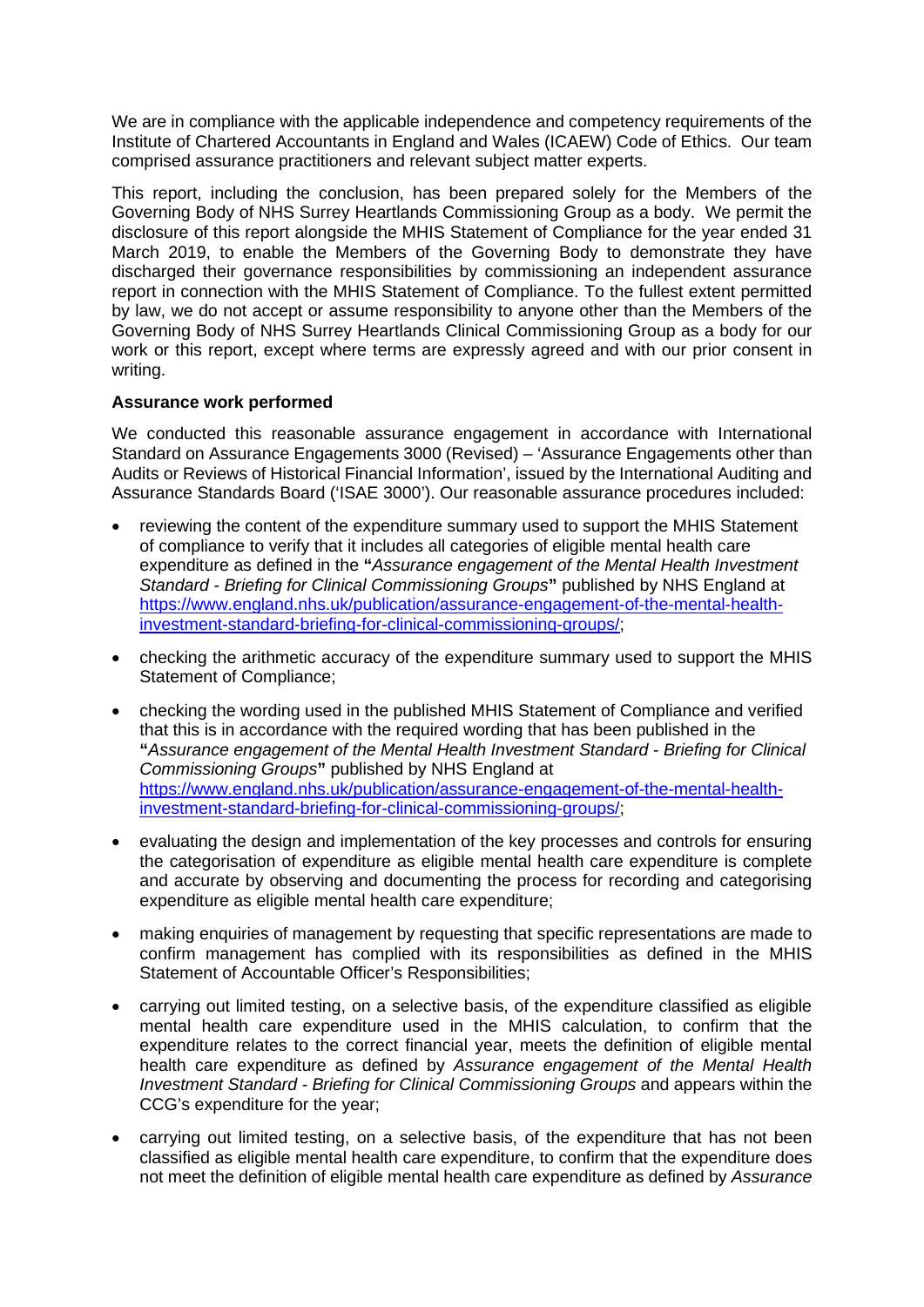We are in compliance with the applicable independence and competency requirements of the Institute of Chartered Accountants in England and Wales (ICAEW) Code of Ethics. Our team comprised assurance practitioners and relevant subject matter experts.

This report, including the conclusion, has been prepared solely for the Members of the Governing Body of NHS Surrey Heartlands Commissioning Group as a body. We permit the disclosure of this report alongside the MHIS Statement of Compliance for the year ended 31 March 2019, to enable the Members of the Governing Body to demonstrate they have discharged their governance responsibilities by commissioning an independent assurance report in connection with the MHIS Statement of Compliance. To the fullest extent permitted by law, we do not accept or assume responsibility to anyone other than the Members of the Governing Body of NHS Surrey Heartlands Clinical Commissioning Group as a body for our work or this report, except where terms are expressly agreed and with our prior consent in writing.

**Assurance work performed**

We conducted this reasonable assurance engagement in accordance with International Standard on Assurance Engagements 3000 (Revised) – 'Assurance Engagements other than Audits or Reviews of Historical Financial Information', issued by the International Auditing and Assurance Standards Board ('ISAE 3000'). Our reasonable assurance procedures included:

- reviewing the content of the expenditure summary used to support the MHIS Statement of compliance to verify that it includes all categories of eligible mental health care expenditure as defined in the **"***Assurance engagement of the Mental Health Investment Standard - Briefing for Clinical Commissioning Groups***"** published by NHS England at https://www.england.nhs.uk/publication/assurance-engagement-of-the-mental-health-investment-standard-briefing-for-clinical-commissioning-groups/;
- checking the arithmetic accuracy of the expenditure summary used to support the MHIS Statement of Compliance;
- checking the wording used in the published MHIS Statement of Compliance and verified that this is in accordance with the required wording that has been published in the **"***Assurance engagement of the Mental Health Investment Standard - Briefing for Clinical Commissioning Groups***"** published by NHS England at https://www.england.nhs.uk/publication/assurance-engagement-of-the-mental-health-investment-standard-briefing-for-clinical-commissioning-groups/;
- evaluating the design and implementation of the key processes and controls for ensuring the categorisation of expenditure as eligible mental health care expenditure is complete and accurate by observing and documenting the process for recording and categorising expenditure as eligible mental health care expenditure;
- making enquiries of management by requesting that specific representations are made to confirm management has complied with its responsibilities as defined in the MHIS Statement of Accountable Officer's Responsibilities;
- carrying out limited testing, on a selective basis, of the expenditure classified as eligible mental health care expenditure used in the MHIS calculation, to confirm that the expenditure relates to the correct financial year, meets the definition of eligible mental health care expenditure as defined by *Assurance engagement of the Mental Health Investment Standard - Briefing for Clinical Commissioning Groups* and appears within the CCG's expenditure for the year;
- carrying out limited testing, on a selective basis, of the expenditure that has not been classified as eligible mental health care expenditure, to confirm that the expenditure does not meet the definition of eligible mental health care expenditure as defined by *Assurance*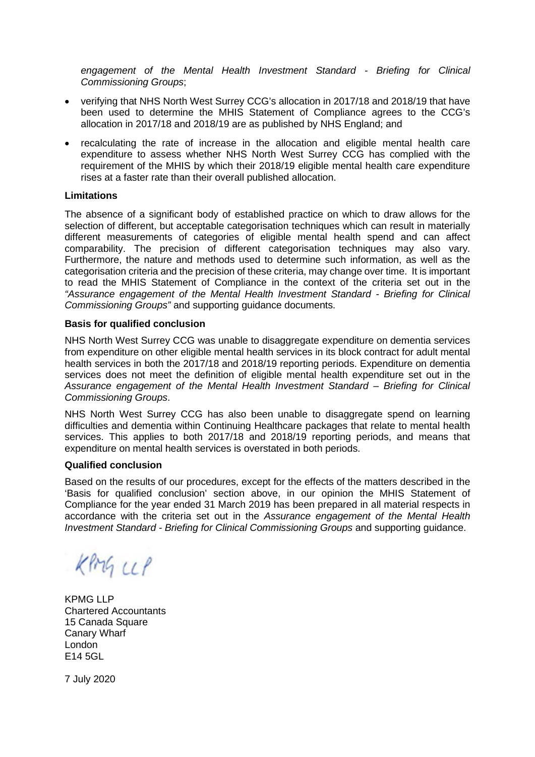*engagement of the Mental Health Investment Standard - Briefing for Clinical Commissioning Groups*;

- verifying that NHS North West Surrey CCG's allocation in 2017/18 and 2018/19 that have been used to determine the MHIS Statement of Compliance agrees to the CCG's allocation in 2017/18 and 2018/19 are as published by NHS England; and
- recalculating the rate of increase in the allocation and eligible mental health care expenditure to assess whether NHS North West Surrey CCG has complied with the requirement of the MHIS by which their 2018/19 eligible mental health care expenditure rises at a faster rate than their overall published allocation.

**Limitations**

The absence of a significant body of established practice on which to draw allows for the selection of different, but acceptable categorisation techniques which can result in materially different measurements of categories of eligible mental health spend and can affect comparability. The precision of different categorisation techniques may also vary. Furthermore, the nature and methods used to determine such information, as well as the categorisation criteria and the precision of these criteria, may change over time. It is important to read the MHIS Statement of Compliance in the context of the criteria set out in the *"Assurance engagement of the Mental Health Investment Standard - Briefing for Clinical Commissioning Groups"* and supporting guidance documents.

**Basis for qualified conclusion**

NHS North West Surrey CCG was unable to disaggregate expenditure on dementia services from expenditure on other eligible mental health services in its block contract for adult mental health services in both the 2017/18 and 2018/19 reporting periods. Expenditure on dementia services does not meet the definition of eligible mental health expenditure set out in the *Assurance engagement of the Mental Health Investment Standard – Briefing for Clinical Commissioning Groups*.

NHS North West Surrey CCG has also been unable to disaggregate spend on learning difficulties and dementia within Continuing Healthcare packages that relate to mental health services. This applies to both 2017/18 and 2018/19 reporting periods, and means that expenditure on mental health services is overstated in both periods.

**Qualified conclusion**

Based on the results of our procedures, except for the effects of the matters described in the 'Basis for qualified conclusion' section above, in our opinion the MHIS Statement of Compliance for the year ended 31 March 2019 has been prepared in all material respects in accordance with the criteria set out in the *Assurance engagement of the Mental Health Investment Standard - Briefing for Clinical Commissioning Groups* and supporting guidance.

KPMG LLP

KPMG LLP
Chartered Accountants
15 Canada Square
Canary Wharf
London
E14 5GL

7 July 2020